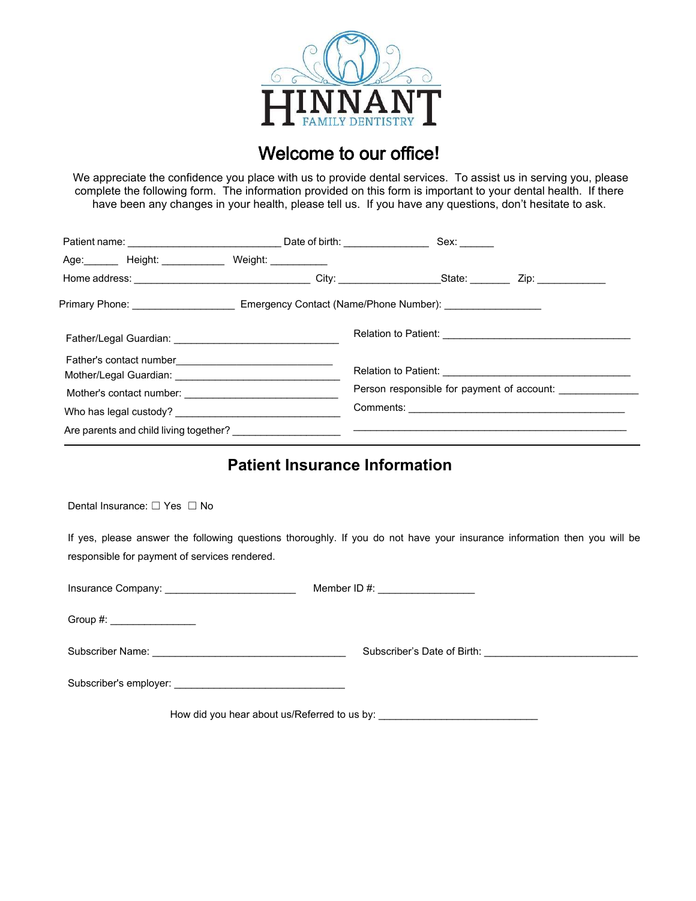# HINNANT
FAMILY DENTISTRY

## Welcome to our office!

We appreciate the confidence you place with us to provide dental services. To assist us in serving you, please complete the following form. The information provided on this form is important to your dental health. If there have been any changes in your health, please tell us. If you have any questions, don't hesitate to ask.

Patient name: __________________________ Date of birth: _______________ Sex: ______

Age:______ Height: ___________ Weight: __________

Home address: ______________________________ City: _________________State: _______ Zip: ____________

Primary Phone: _________________ Emergency Contact (Name/Phone Number): ________________

Father/Legal Guardian: ____________________________ Relation to Patient: _________________________________

Father's contact number___________________________

Mother/Legal Guardian: ____________________________ Relation to Patient: _________________________________

Mother's contact number: ___________________________ Person responsible for payment of account: ______________

Who has legal custody? _____________________________ Comments: ______________________________________

Are parents and child living together? __________________ _______________________________________________

---

## Patient Insurance Information

Dental Insurance: ☐ Yes ☐ No

If yes, please answer the following questions thoroughly. If you do not have your insurance information then you will be responsible for payment of services rendered.

Insurance Company: ______________________ Member ID #: ________________

Group #: _______________

Subscriber Name: __________________________________ Subscriber's Date of Birth: ___________________________

Subscriber's employer: ______________________________

How did you hear about us/Referred to us by: ____________________________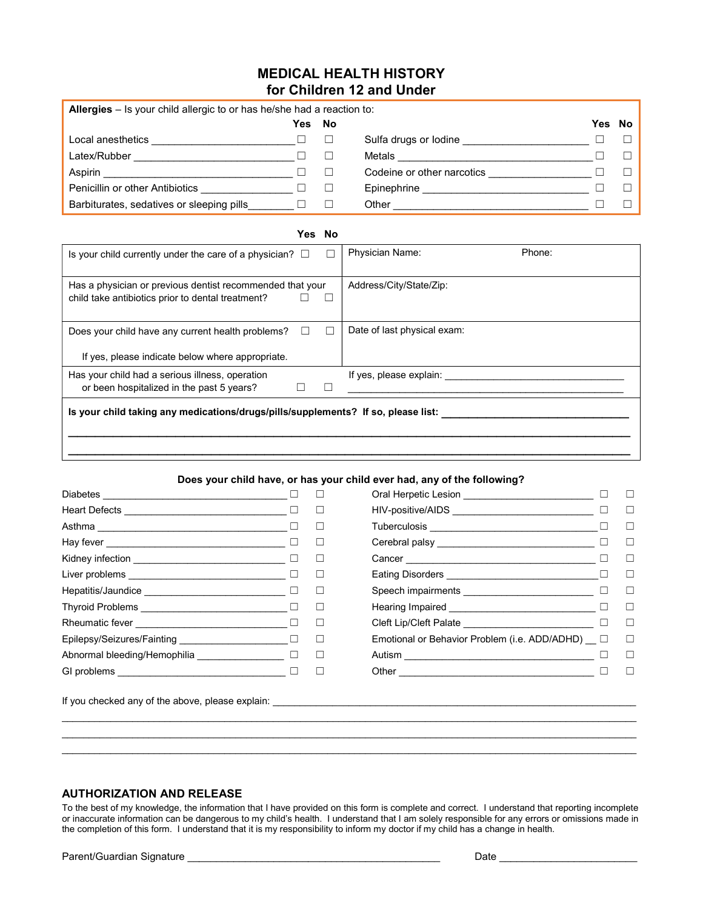# MEDICAL HEALTH HISTORY
## for Children 12 and Under

**Allergies** – Is your child allergic to or has he/she had a reaction to:

| | Yes | No | | Yes | No |
|---|---|---|---|---|---|
| Local anesthetics ______________________ | ☐ | ☐ | Sulfa drugs or Iodine ____________________ | ☐ | ☐ |
| Latex/Rubber _________________________ | ☐ | ☐ | Metals ___________________________________ | ☐ | ☐ |
| Aspirin ______________________________ | ☐ | ☐ | Codeine or other narcotics ________________ | ☐ | ☐ |
| Penicillin or other Antibiotics ______________ | ☐ | ☐ | Epinephrine ______________________________ | ☐ | ☐ |
| Barbiturates, sedatives or sleeping pills________ | ☐ | ☐ | Other ___________________________________ | ☐ | ☐ |

| | Yes | No | |
|---|---|---|---|
| Is your child currently under the care of a physician? | ☐ | ☐ | Physician Name: Phone: |
| Has a physician or previous dentist recommended that your child take antibiotics prior to dental treatment? | ☐ | ☐ | Address/City/State/Zip: |
| Does your child have any current health problems? If yes, please indicate below where appropriate. | ☐ | ☐ | Date of last physical exam: |
| Has your child had a serious illness, operation or been hospitalized in the past 5 years? | ☐ | ☐ | If yes, please explain: ______________________________ |

**Is your child taking any medications/drugs/pills/supplements? If so, please list:** ______________________________

________________________________________________________________________________

________________________________________________________________________________

**Does your child have, or has your child ever had, any of the following?**

| | Yes | No | | Yes | No |
|---|---|---|---|---|---|
| Diabetes ______________________________ | ☐ | ☐ | Oral Herpetic Lesion ______________________ | ☐ | ☐ |
| Heart Defects __________________________ | ☐ | ☐ | HIV-positive/AIDS _________________________ | ☐ | ☐ |
| Asthma ______________________________ | ☐ | ☐ | Tuberculosis ______________________________ | ☐ | ☐ |
| Hay fever _____________________________ | ☐ | ☐ | Cerebral palsy ____________________________ | ☐ | ☐ |
| Kidney infection ________________________ | ☐ | ☐ | Cancer ___________________________________ | ☐ | ☐ |
| Liver problems _________________________ | ☐ | ☐ | Eating Disorders ___________________________ | ☐ | ☐ |
| Hepatitis/Jaundice ______________________ | ☐ | ☐ | Speech impairments ________________________ | ☐ | ☐ |
| Thyroid Problems _______________________ | ☐ | ☐ | Hearing Impaired ___________________________ | ☐ | ☐ |
| Rheumatic fever ________________________ | ☐ | ☐ | Cleft Lip/Cleft Palate ______________________ | ☐ | ☐ |
| Epilepsy/Seizures/Fainting ________________ | ☐ | ☐ | Emotional or Behavior Problem (i.e. ADD/ADHD) __ | ☐ | ☐ |
| Abnormal bleeding/Hemophilia ______________ | ☐ | ☐ | Autism ___________________________________ | ☐ | ☐ |
| GI problems ____________________________ | ☐ | ☐ | Other ____________________________________ | ☐ | ☐ |

If you checked any of the above, please explain: ______________________________________________

________________________________________________________________________________

________________________________________________________________________________

________________________________________________________________________________

## AUTHORIZATION AND RELEASE

To the best of my knowledge, the information that I have provided on this form is complete and correct. I understand that reporting incomplete or inaccurate information can be dangerous to my child's health. I understand that I am solely responsible for any errors or omissions made in the completion of this form. I understand that it is my responsibility to inform my doctor if my child has a change in health.

Parent/Guardian Signature ________________________________________ Date ______________________